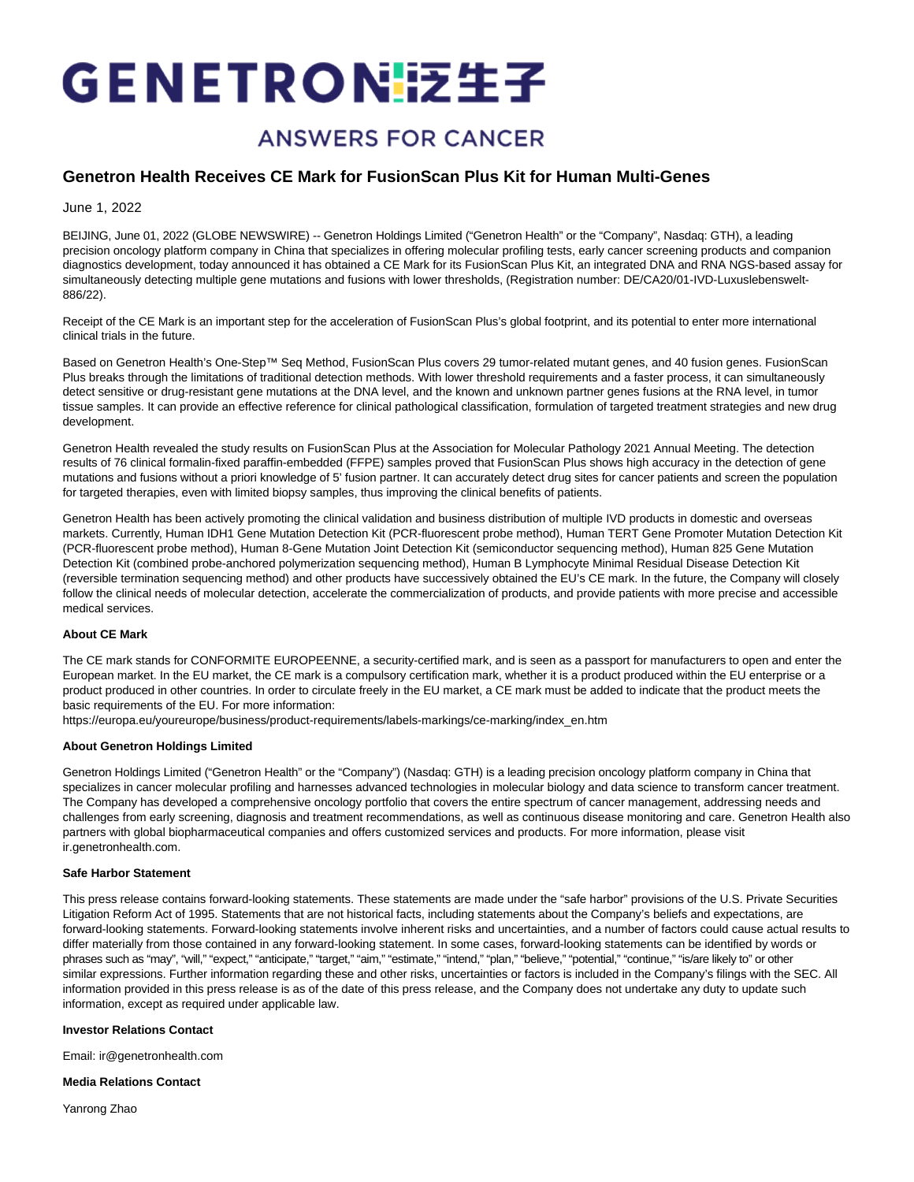# GENETRON 泛生子

ANSWERS FOR CANCER

## Genetron Health Receives CE Mark for FusionScan Plus Kit for Human Multi-Genes

June 1, 2022

BEIJING, June 01, 2022 (GLOBE NEWSWIRE) -- Genetron Holdings Limited ("Genetron Health" or the "Company", Nasdaq: GTH), a leading precision oncology platform company in China that specializes in offering molecular profiling tests, early cancer screening products and companion diagnostics development, today announced it has obtained a CE Mark for its FusionScan Plus Kit, an integrated DNA and RNA NGS-based assay for simultaneously detecting multiple gene mutations and fusions with lower thresholds, (Registration number: DE/CA20/01-IVD-Luxuslebenswelt-886/22).

Receipt of the CE Mark is an important step for the acceleration of FusionScan Plus's global footprint, and its potential to enter more international clinical trials in the future.

Based on Genetron Health's One-Step™ Seq Method, FusionScan Plus covers 29 tumor-related mutant genes, and 40 fusion genes. FusionScan Plus breaks through the limitations of traditional detection methods. With lower threshold requirements and a faster process, it can simultaneously detect sensitive or drug-resistant gene mutations at the DNA level, and the known and unknown partner genes fusions at the RNA level, in tumor tissue samples. It can provide an effective reference for clinical pathological classification, formulation of targeted treatment strategies and new drug development.

Genetron Health revealed the study results on FusionScan Plus at the Association for Molecular Pathology 2021 Annual Meeting. The detection results of 76 clinical formalin-fixed paraffin-embedded (FFPE) samples proved that FusionScan Plus shows high accuracy in the detection of gene mutations and fusions without a priori knowledge of 5' fusion partner. It can accurately detect drug sites for cancer patients and screen the population for targeted therapies, even with limited biopsy samples, thus improving the clinical benefits of patients.

Genetron Health has been actively promoting the clinical validation and business distribution of multiple IVD products in domestic and overseas markets. Currently, Human IDH1 Gene Mutation Detection Kit (PCR-fluorescent probe method), Human TERT Gene Promoter Mutation Detection Kit (PCR-fluorescent probe method), Human 8-Gene Mutation Joint Detection Kit (semiconductor sequencing method), Human 825 Gene Mutation Detection Kit (combined probe-anchored polymerization sequencing method), Human B Lymphocyte Minimal Residual Disease Detection Kit (reversible termination sequencing method) and other products have successively obtained the EU's CE mark. In the future, the Company will closely follow the clinical needs of molecular detection, accelerate the commercialization of products, and provide patients with more precise and accessible medical services.

**About CE Mark**

The CE mark stands for CONFORMITE EUROPEENNE, a security-certified mark, and is seen as a passport for manufacturers to open and enter the European market. In the EU market, the CE mark is a compulsory certification mark, whether it is a product produced within the EU enterprise or a product produced in other countries. In order to circulate freely in the EU market, a CE mark must be added to indicate that the product meets the basic requirements of the EU. For more information:
https://europa.eu/youreurope/business/product-requirements/labels-markings/ce-marking/index_en.htm

**About Genetron Holdings Limited**

Genetron Holdings Limited ("Genetron Health" or the "Company") (Nasdaq: GTH) is a leading precision oncology platform company in China that specializes in cancer molecular profiling and harnesses advanced technologies in molecular biology and data science to transform cancer treatment. The Company has developed a comprehensive oncology portfolio that covers the entire spectrum of cancer management, addressing needs and challenges from early screening, diagnosis and treatment recommendations, as well as continuous disease monitoring and care. Genetron Health also partners with global biopharmaceutical companies and offers customized services and products. For more information, please visit ir.genetronhealth.com.

**Safe Harbor Statement**

This press release contains forward-looking statements. These statements are made under the "safe harbor" provisions of the U.S. Private Securities Litigation Reform Act of 1995. Statements that are not historical facts, including statements about the Company's beliefs and expectations, are forward-looking statements. Forward-looking statements involve inherent risks and uncertainties, and a number of factors could cause actual results to differ materially from those contained in any forward-looking statement. In some cases, forward-looking statements can be identified by words or phrases such as "may", "will," "expect," "anticipate," "target," "aim," "estimate," "intend," "plan," "believe," "potential," "continue," "is/are likely to" or other similar expressions. Further information regarding these and other risks, uncertainties or factors is included in the Company's filings with the SEC. All information provided in this press release is as of the date of this press release, and the Company does not undertake any duty to update such information, except as required under applicable law.

**Investor Relations Contact**

Email: ir@genetronhealth.com

**Media Relations Contact**

Yanrong Zhao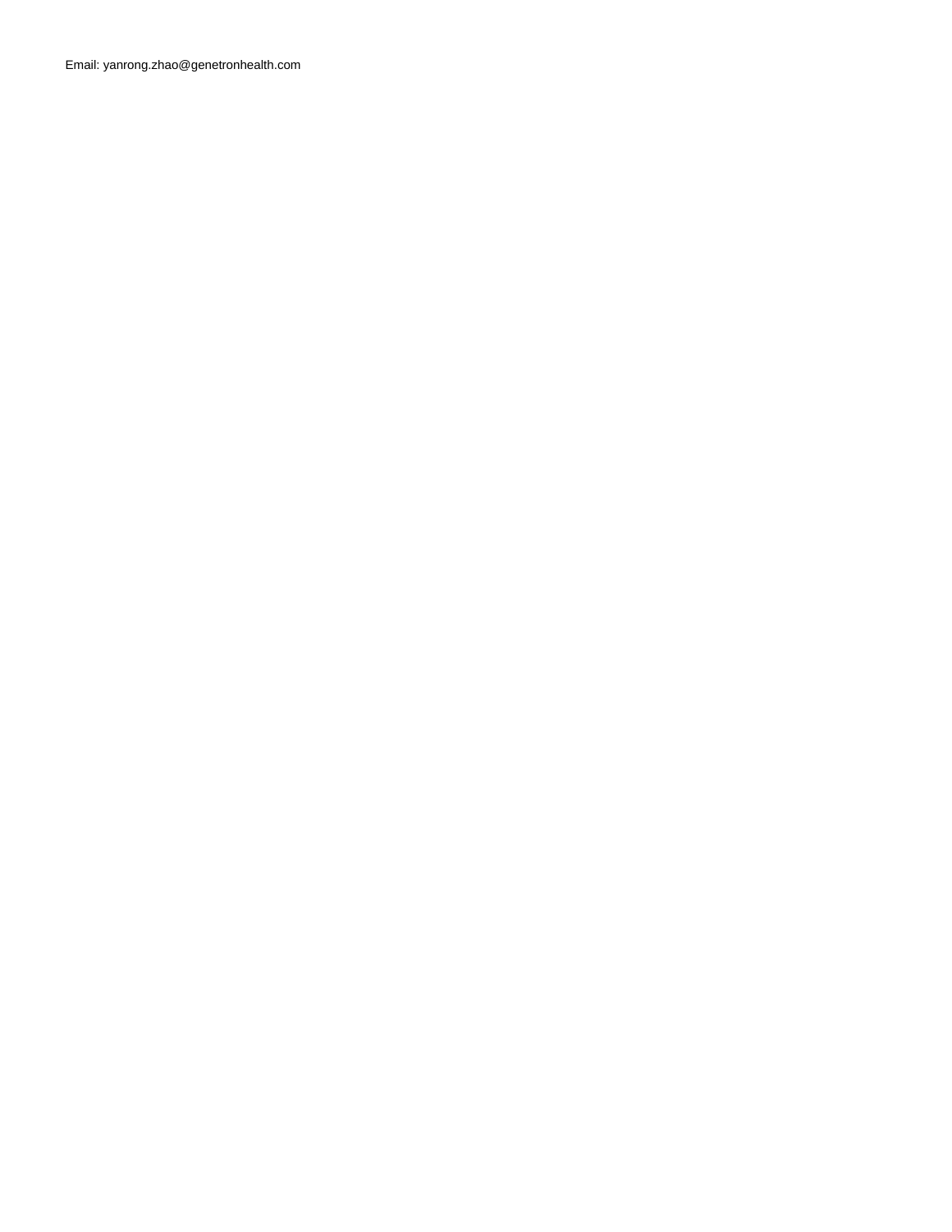Email: yanrong.zhao@genetronhealth.com